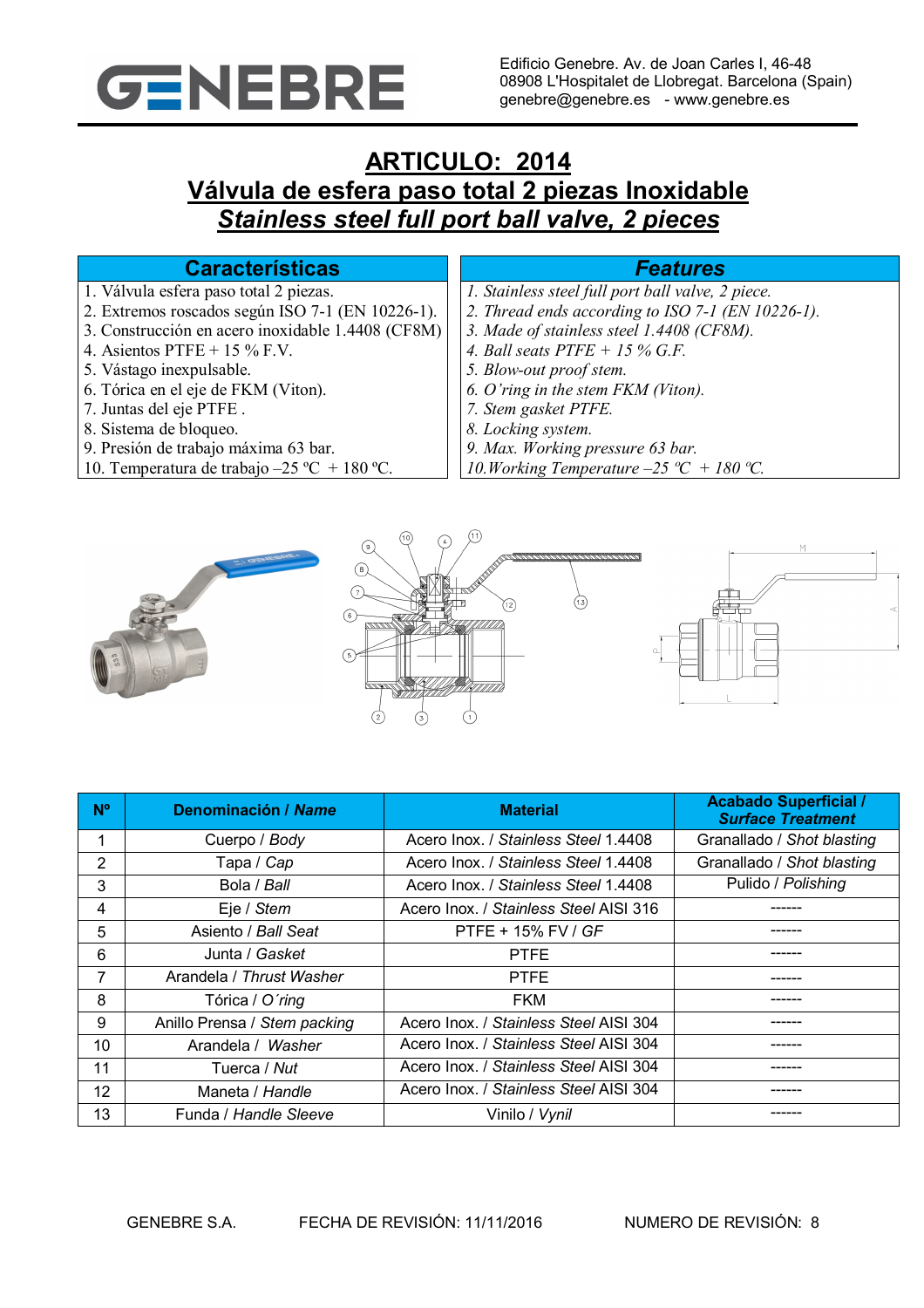# ARTICULO: 2014

## Válvula de esfera paso total 2 piezas Inoxidable

## *Stainless steel full port ball valve, 2 pieces*

| Características | *Features* |
|---|---|
| 1. Válvula esfera paso total 2 piezas. | *1. Stainless steel full port ball valve, 2 piece.* |
| 2. Extremos roscados según ISO 7-1 (EN 10226-1). | *2. Thread ends according to ISO 7-1 (EN 10226-1).* |
| 3. Construcción en acero inoxidable 1.4408 (CF8M) | *3. Made of stainless steel 1.4408 (CF8M).* |
| 4. Asientos PTFE + 15 % F.V. | *4. Ball seats PTFE + 15 % G.F.* |
| 5. Vástago inexpulsable. | *5. Blow-out proof stem.* |
| 6. Tórica en el eje de FKM (Viton). | *6. O'ring in the stem FKM (Viton).* |
| 7. Juntas del eje PTFE . | *7. Stem gasket PTFE.* |
| 8. Sistema de bloqueo. | *8. Locking system.* |
| 9. Presión de trabajo máxima 63 bar. | *9. Max. Working pressure 63 bar.* |
| 10. Temperatura de trabajo –25 ºC + 180 ºC. | *10.Working Temperature –25 ºC + 180 ºC.* |

| Nº | Denominación / *Name* | Material | Acabado Superficial / *Surface Treatment* |
|---|---|---|---|
| 1 | Cuerpo / *Body* | Acero Inox. / *Stainless Steel* 1.4408 | Granallado / *Shot blasting* |
| 2 | Tapa / *Cap* | Acero Inox. / *Stainless Steel* 1.4408 | Granallado / *Shot blasting* |
| 3 | Bola / *Ball* | Acero Inox. / *Stainless Steel* 1.4408 | Pulido / *Polishing* |
| 4 | Eje / *Stem* | Acero Inox. / *Stainless Steel* AISI 316 | ------ |
| 5 | Asiento / *Ball Seat* | PTFE + 15% FV / *GF* | ------ |
| 6 | Junta / *Gasket* | PTFE | ------ |
| 7 | Arandela / *Thrust Washer* | PTFE | ------ |
| 8 | Tórica / *O´ring* | FKM | ------ |
| 9 | Anillo Prensa / *Stem packing* | Acero Inox. / *Stainless Steel* AISI 304 | ------ |
| 10 | Arandela / *Washer* | Acero Inox. / *Stainless Steel* AISI 304 | ------ |
| 11 | Tuerca / *Nut* | Acero Inox. / *Stainless Steel* AISI 304 | ------ |
| 12 | Maneta / *Handle* | Acero Inox. / *Stainless Steel* AISI 304 | ------ |
| 13 | Funda / *Handle Sleeve* | Vinilo / *Vynil* | ------ |

GENEBRE S.A. FECHA DE REVISIÓN: 11/11/2016 NUMERO DE REVISIÓN: 8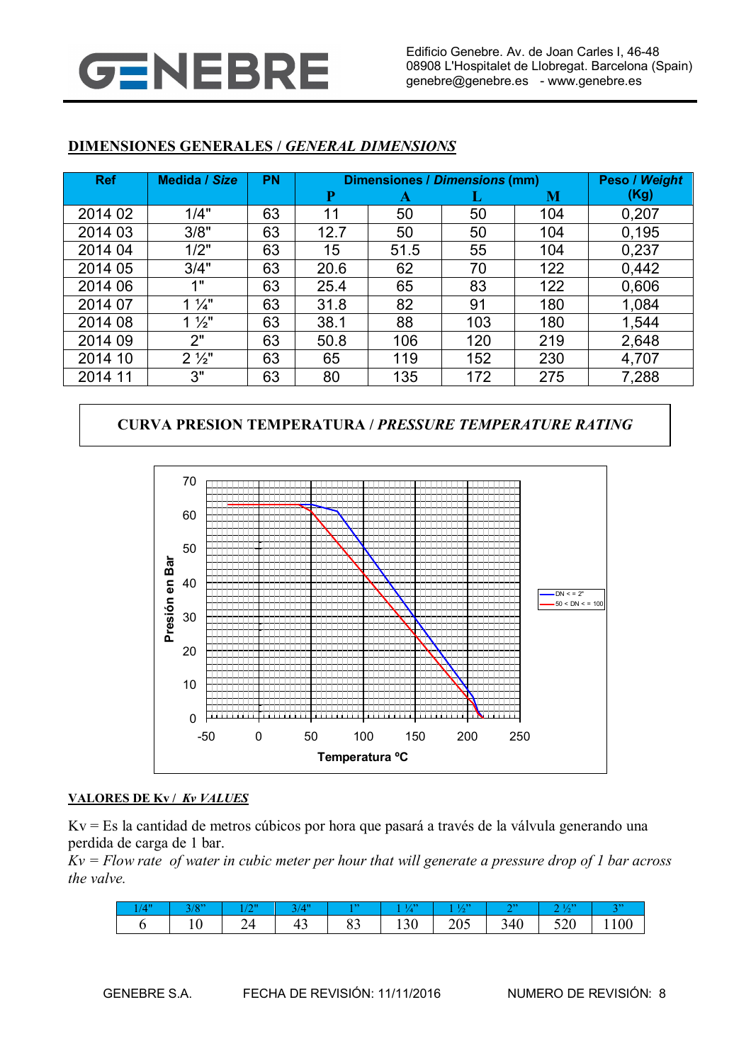Edificio Genebre. Av. de Joan Carles I, 46-48
08908 L'Hospitalet de Llobregat. Barcelona (Spain)
genebre@genebre.es - www.genebre.es

## DIMENSIONES GENERALES / *GENERAL DIMENSIONS*

| Ref | Medida / *Size* | PN | Dimensiones / *Dimensions* (mm) | | | | Peso / *Weight* (Kg) |
|---|---|---|---|---|---|---|---|
| | | | P | A | L | M | |
| 2014 02 | 1/4" | 63 | 11 | 50 | 50 | 104 | 0,207 |
| 2014 03 | 3/8" | 63 | 12.7 | 50 | 50 | 104 | 0,195 |
| 2014 04 | 1/2" | 63 | 15 | 51.5 | 55 | 104 | 0,237 |
| 2014 05 | 3/4" | 63 | 20.6 | 62 | 70 | 122 | 0,442 |
| 2014 06 | 1" | 63 | 25.4 | 65 | 83 | 122 | 0,606 |
| 2014 07 | 1 ¼" | 63 | 31.8 | 82 | 91 | 180 | 1,084 |
| 2014 08 | 1 ½" | 63 | 38.1 | 88 | 103 | 180 | 1,544 |
| 2014 09 | 2" | 63 | 50.8 | 106 | 120 | 219 | 2,648 |
| 2014 10 | 2 ½" | 63 | 65 | 119 | 152 | 230 | 4,707 |
| 2014 11 | 3" | 63 | 80 | 135 | 172 | 275 | 7,288 |

## CURVA PRESION TEMPERATURA / *PRESSURE TEMPERATURE RATING*

Presión en Bar
70
60
50
40
30
20
10
0
-50 0 50 100 150 200 250
Temperatura ºC
DN < = 2"
50 < DN < = 100

### VALORES DE Kv / *Kv VALUES*

Kv = Es la cantidad de metros cúbicos por hora que pasará a través de la válvula generando una perdida de carga de 1 bar.

*Kv = Flow rate of water in cubic meter per hour that will generate a pressure drop of 1 bar across the valve.*

| 1/4" | 3/8" | 1/2" | 3/4" | 1" | 1 ¼" | 1 ½" | 2" | 2 ½" | 3" |
|---|---|---|---|---|---|---|---|---|---|
| 6 | 10 | 24 | 43 | 83 | 130 | 205 | 340 | 520 | 1100 |

GENEBRE S.A. FECHA DE REVISIÓN: 11/11/2016 NUMERO DE REVISIÓN: 8